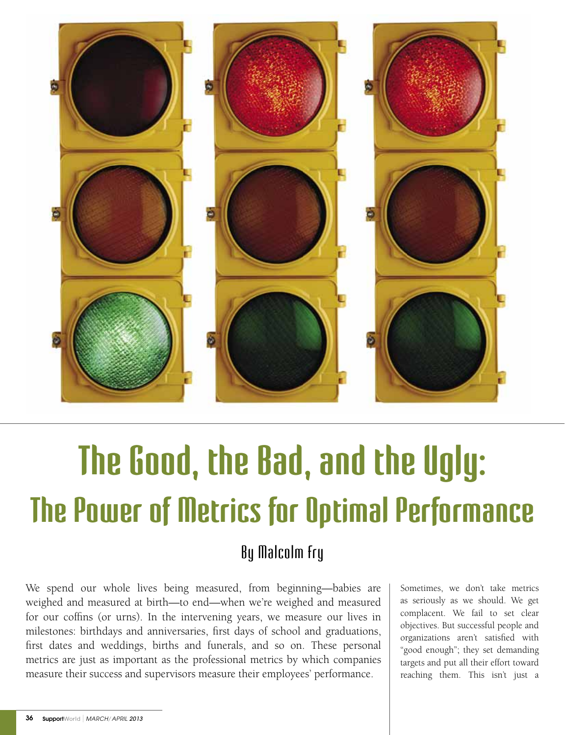# The Good, the Bad, and the Ugly: The Power of Metrics for Optimal Performance

## By Malcolm Fry

We spend our whole lives being measured, from beginning—babies are weighed and measured at birth—to end—when we're weighed and measured for our coffins (or urns). In the intervening years, we measure our lives in milestones: birthdays and anniversaries, first days of school and graduations, first dates and weddings, births and funerals, and so on. These personal metrics are just as important as the professional metrics by which companies measure their success and supervisors measure their employees' performance.

Sometimes, we don't take metrics as seriously as we should. We get complacent. We fail to set clear objectives. But successful people and organizations aren't satisfied with "good enough"; they set demanding targets and put all their effort toward reaching them. This isn't just a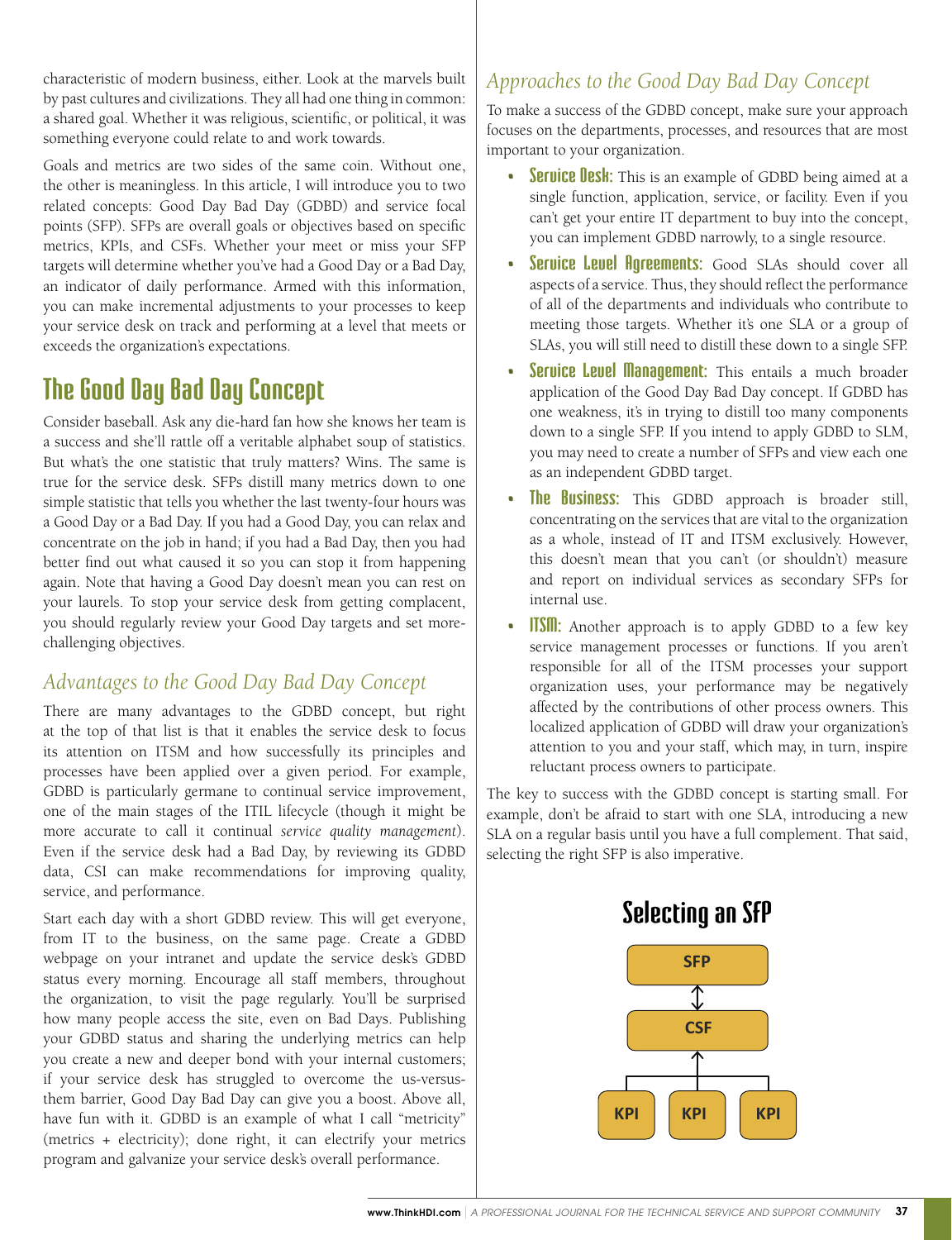characteristic of modern business, either. Look at the marvels built by past cultures and civilizations. They all had one thing in common: a shared goal. Whether it was religious, scientific, or political, it was something everyone could relate to and work towards.

Goals and metrics are two sides of the same coin. Without one, the other is meaningless. In this article, I will introduce you to two related concepts: Good Day Bad Day (GDBD) and service focal points (SFP). SFPs are overall goals or objectives based on specific metrics, KPIs, and CSFs. Whether your meet or miss your SFP targets will determine whether you've had a Good Day or a Bad Day, an indicator of daily performance. Armed with this information, you can make incremental adjustments to your processes to keep your service desk on track and performing at a level that meets or exceeds the organization's expectations.

## The Good Day Bad Day Concept

Consider baseball. Ask any die-hard fan how she knows her team is a success and she'll rattle off a veritable alphabet soup of statistics. But what's the one statistic that truly matters? Wins. The same is true for the service desk. SFPs distill many metrics down to one simple statistic that tells you whether the last twenty-four hours was a Good Day or a Bad Day. If you had a Good Day, you can relax and concentrate on the job in hand; if you had a Bad Day, then you had better find out what caused it so you can stop it from happening again. Note that having a Good Day doesn't mean you can rest on your laurels. To stop your service desk from getting complacent, you should regularly review your Good Day targets and set more-challenging objectives.

### *Advantages to the Good Day Bad Day Concept*

There are many advantages to the GDBD concept, but right at the top of that list is that it enables the service desk to focus its attention on ITSM and how successfully its principles and processes have been applied over a given period. For example, GDBD is particularly germane to continual service improvement, one of the main stages of the ITIL lifecycle (though it might be more accurate to call it continual *service quality management*). Even if the service desk had a Bad Day, by reviewing its GDBD data, CSI can make recommendations for improving quality, service, and performance.

Start each day with a short GDBD review. This will get everyone, from IT to the business, on the same page. Create a GDBD webpage on your intranet and update the service desk's GDBD status every morning. Encourage all staff members, throughout the organization, to visit the page regularly. You'll be surprised how many people access the site, even on Bad Days. Publishing your GDBD status and sharing the underlying metrics can help you create a new and deeper bond with your internal customers; if your service desk has struggled to overcome the us-versus-them barrier, Good Day Bad Day can give you a boost. Above all, have fun with it. GDBD is an example of what I call "metricity" (metrics + electricity); done right, it can electrify your metrics program and galvanize your service desk's overall performance.

### *Approaches to the Good Day Bad Day Concept*

To make a success of the GDBD concept, make sure your approach focuses on the departments, processes, and resources that are most important to your organization.

- **Service Desk:** This is an example of GDBD being aimed at a single function, application, service, or facility. Even if you can't get your entire IT department to buy into the concept, you can implement GDBD narrowly, to a single resource.
- **Service Level Agreements:** Good SLAs should cover all aspects of a service. Thus, they should reflect the performance of all of the departments and individuals who contribute to meeting those targets. Whether it's one SLA or a group of SLAs, you will still need to distill these down to a single SFP.
- **Service Level Management:** This entails a much broader application of the Good Day Bad Day concept. If GDBD has one weakness, it's in trying to distill too many components down to a single SFP. If you intend to apply GDBD to SLM, you may need to create a number of SFPs and view each one as an independent GDBD target.
- **The Business:** This GDBD approach is broader still, concentrating on the services that are vital to the organization as a whole, instead of IT and ITSM exclusively. However, this doesn't mean that you can't (or shouldn't) measure and report on individual services as secondary SFPs for internal use.
- **ITSM:** Another approach is to apply GDBD to a few key service management processes or functions. If you aren't responsible for all of the ITSM processes your support organization uses, your performance may be negatively affected by the contributions of other process owners. This localized application of GDBD will draw your organization's attention to you and your staff, which may, in turn, inspire reluctant process owners to participate.

The key to success with the GDBD concept is starting small. For example, don't be afraid to start with one SLA, introducing a new SLA on a regular basis until you have a full complement. That said, selecting the right SFP is also imperative.

### Selecting an SFP

SFP ↕ CSF ↑ KPI | KPI | KPI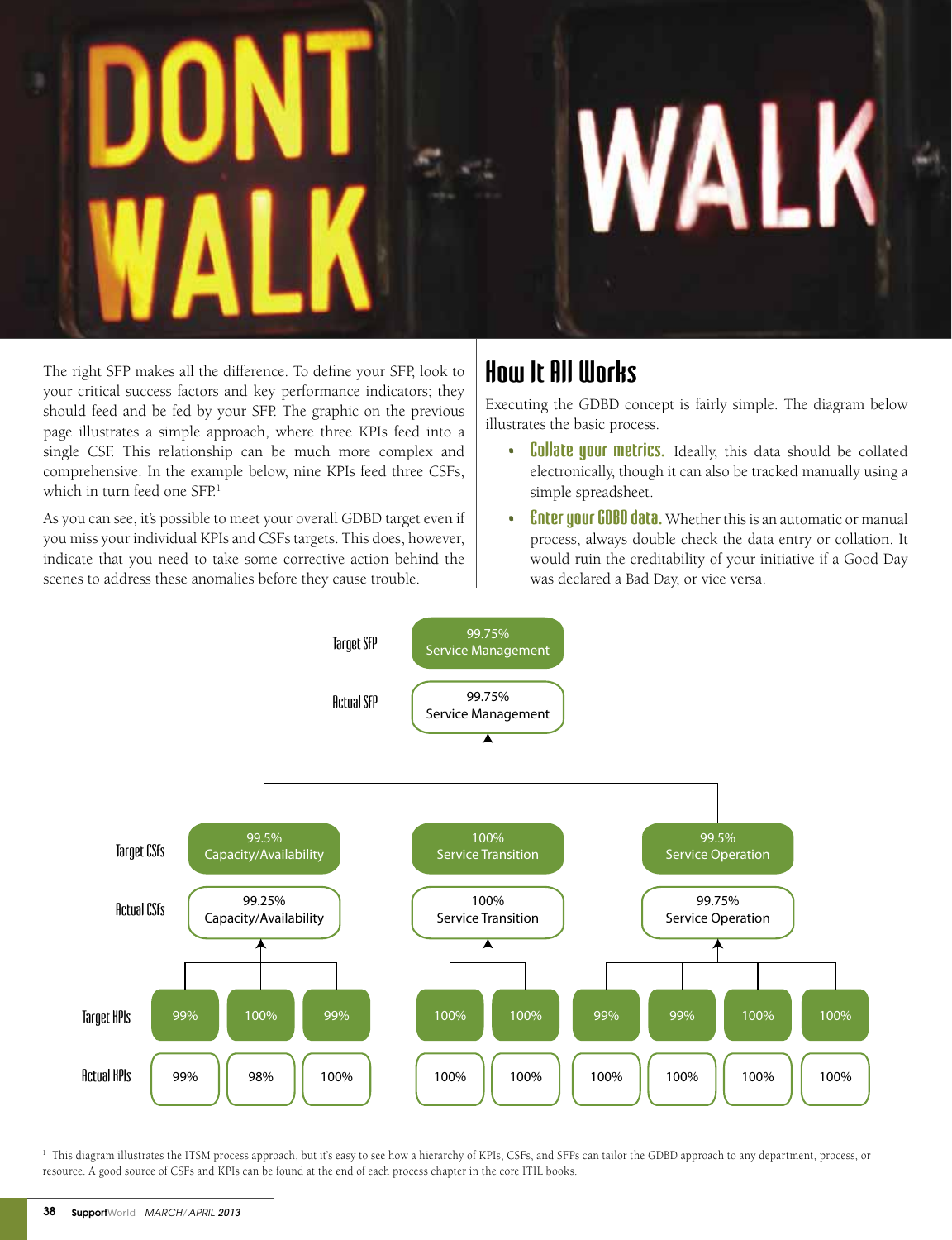The right SFP makes all the difference. To define your SFP, look to your critical success factors and key performance indicators; they should feed and be fed by your SFP. The graphic on the previous page illustrates a simple approach, where three KPIs feed into a single CSF. This relationship can be much more complex and comprehensive. In the example below, nine KPIs feed three CSFs, which in turn feed one SFP.[1]

As you can see, it's possible to meet your overall GDBD target even if you miss your individual KPIs and CSFs targets. This does, however, indicate that you need to take some corrective action behind the scenes to address these anomalies before they cause trouble.

## How It All Works

Executing the GDBD concept is fairly simple. The diagram below illustrates the basic process.

- **Collate your metrics.** Ideally, this data should be collated electronically, though it can also be tracked manually using a simple spreadsheet.
- **Enter your GDBD data.** Whether this is an automatic or manual process, always double check the data entry or collation. It would ruin the creditability of your initiative if a Good Day was declared a Bad Day, or vice versa.

Target SFP: 99.75% Service Management
Actual SFP: 99.75% Service Management

| | Capacity/Availability | Service Transition | Service Operation |
|---|---|---|---|
| Target CSFs | 99.5% | 100% | 99.5% |
| Actual CSFs | 99.25% | 100% | 99.75% |

| | Capacity/Availability | | | Service Transition | | Service Operation | | | |
|---|---|---|---|---|---|---|---|---|---|
| Target KPIs | 99% | 100% | 99% | 100% | 100% | 99% | 99% | 100% | 100% |
| Actual KPIs | 99% | 98% | 100% | 100% | 100% | 100% | 100% | 100% | 100% |

[1] This diagram illustrates the ITSM process approach, but it's easy to see how a hierarchy of KPIs, CSFs, and SFPs can tailor the GDBD approach to any department, process, or resource. A good source of CSFs and KPIs can be found at the end of each process chapter in the core ITIL books.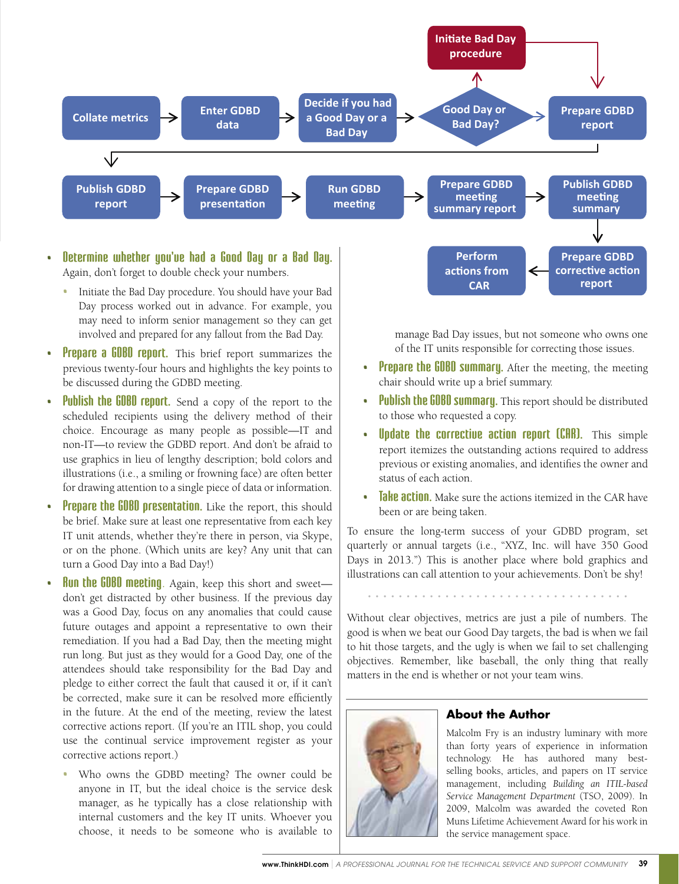Collate metrics → Enter GDBD data → Decide if you had a Good Day or a Bad Day → Good Day or Bad Day? → Initiate Bad Day procedure / Prepare GDBD report

Publish GDBD report → Prepare GDBD presentation → Run GDBD meeting → Prepare GDBD meeting summary report → Publish GDBD meeting summary

Prepare GDBD corrective action report → Perform actions from CAR

- **Determine whether you've had a Good Day or a Bad Day.** Again, don't forget to double check your numbers.
  - Initiate the Bad Day procedure. You should have your Bad Day process worked out in advance. For example, you may need to inform senior management so they can get involved and prepared for any fallout from the Bad Day.
- **Prepare a GDBD report.** This brief report summarizes the previous twenty-four hours and highlights the key points to be discussed during the GDBD meeting.
- **Publish the GDBD report.** Send a copy of the report to the scheduled recipients using the delivery method of their choice. Encourage as many people as possible—IT and non-IT—to review the GDBD report. And don't be afraid to use graphics in lieu of lengthy description; bold colors and illustrations (i.e., a smiling or frowning face) are often better for drawing attention to a single piece of data or information.
- **Prepare the GDBD presentation.** Like the report, this should be brief. Make sure at least one representative from each key IT unit attends, whether they're there in person, via Skype, or on the phone. (Which units are key? Any unit that can turn a Good Day into a Bad Day!)
- **Run the GDBD meeting.** Again, keep this short and sweet—don't get distracted by other business. If the previous day was a Good Day, focus on any anomalies that could cause future outages and appoint a representative to own their remediation. If you had a Bad Day, then the meeting might run long. But just as they would for a Good Day, one of the attendees should take responsibility for the Bad Day and pledge to either correct the fault that caused it or, if it can't be corrected, make sure it can be resolved more efficiently in the future. At the end of the meeting, review the latest corrective actions report. (If you're an ITIL shop, you could use the continual service improvement register as your corrective actions report.)
  - Who owns the GDBD meeting? The owner could be anyone in IT, but the ideal choice is the service desk manager, as he typically has a close relationship with internal customers and the key IT units. Whoever you choose, it needs to be someone who is available to manage Bad Day issues, but not someone who owns one of the IT units responsible for correcting those issues.
- **Prepare the GDBD summary.** After the meeting, the meeting chair should write up a brief summary.
- **Publish the GDBD summary.** This report should be distributed to those who requested a copy.
- **Update the corrective action report (CAR).** This simple report itemizes the outstanding actions required to address previous or existing anomalies, and identifies the owner and status of each action.
- **Take action.** Make sure the actions itemized in the CAR have been or are being taken.

To ensure the long-term success of your GDBD program, set quarterly or annual targets (i.e., "XYZ, Inc. will have 350 Good Days in 2013.") This is another place where bold graphics and illustrations can call attention to your achievements. Don't be shy!

Without clear objectives, metrics are just a pile of numbers. The good is when we beat our Good Day targets, the bad is when we fail to hit those targets, and the ugly is when we fail to set challenging objectives. Remember, like baseball, the only thing that really matters in the end is whether or not your team wins.

## About the Author

Malcolm Fry is an industry luminary with more than forty years of experience in information technology. He has authored many best-selling books, articles, and papers on IT service management, including *Building an ITIL-based Service Management Department* (TSO, 2009). In 2009, Malcolm was awarded the coveted Ron Muns Lifetime Achievement Award for his work in the service management space.